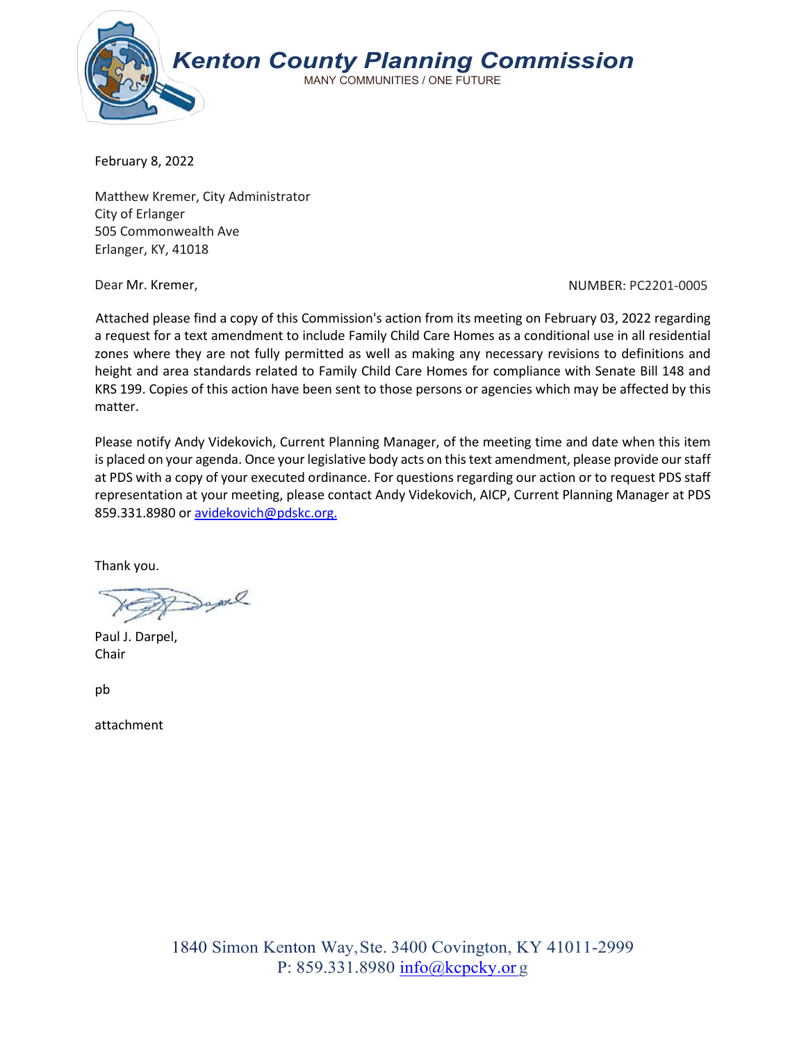# Kenton County Planning Commission

MANY COMMUNITIES / ONE FUTURE

February 8, 2022

Matthew Kremer, City Administrator
City of Erlanger
505 Commonwealth Ave
Erlanger, KY, 41018

Dear Mr. Kremer,

NUMBER: PC2201-0005

Attached please find a copy of this Commission's action from its meeting on February 03, 2022 regarding a request for a text amendment to include Family Child Care Homes as a conditional use in all residential zones where they are not fully permitted as well as making any necessary revisions to definitions and height and area standards related to Family Child Care Homes for compliance with Senate Bill 148 and KRS 199. Copies of this action have been sent to those persons or agencies which may be affected by this matter.

Please notify Andy Videkovich, Current Planning Manager, of the meeting time and date when this item is placed on your agenda. Once your legislative body acts on this text amendment, please provide our staff at PDS with a copy of your executed ordinance. For questions regarding our action or to request PDS staff representation at your meeting, please contact Andy Videkovich, AICP, Current Planning Manager at PDS 859.331.8980 or avidekovich@pdskc.org.

Thank you.

Paul J. Darpel,
Chair

pb

attachment

1840 Simon Kenton Way, Ste. 3400 Covington, KY 41011-2999
P: 859.331.8980 info@kcpcky.org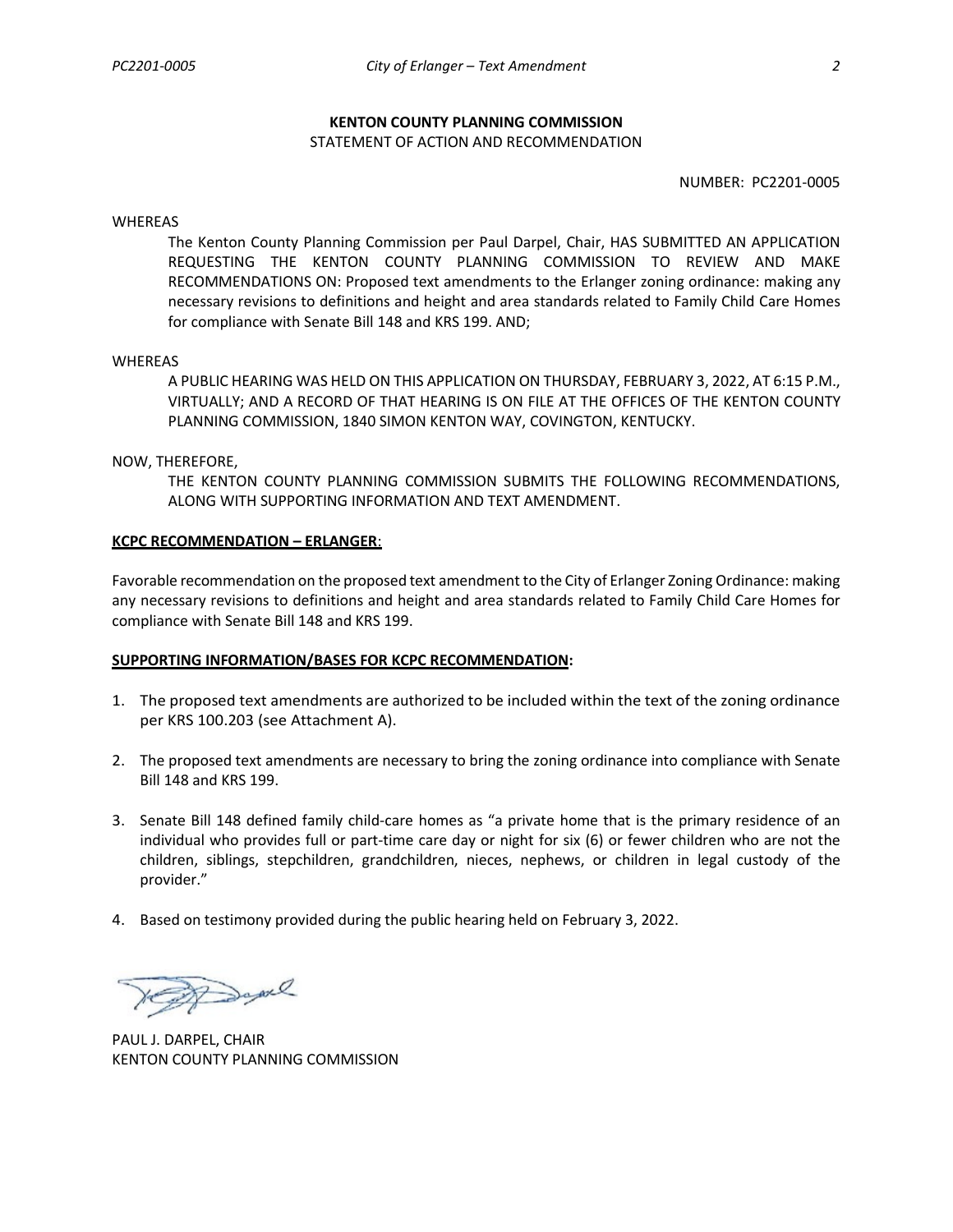**KENTON COUNTY PLANNING COMMISSION**
STATEMENT OF ACTION AND RECOMMENDATION

NUMBER: PC2201-0005

WHEREAS

The Kenton County Planning Commission per Paul Darpel, Chair, HAS SUBMITTED AN APPLICATION REQUESTING THE KENTON COUNTY PLANNING COMMISSION TO REVIEW AND MAKE RECOMMENDATIONS ON: Proposed text amendments to the Erlanger zoning ordinance: making any necessary revisions to definitions and height and area standards related to Family Child Care Homes for compliance with Senate Bill 148 and KRS 199. AND;

WHEREAS

A PUBLIC HEARING WAS HELD ON THIS APPLICATION ON THURSDAY, FEBRUARY 3, 2022, AT 6:15 P.M., VIRTUALLY; AND A RECORD OF THAT HEARING IS ON FILE AT THE OFFICES OF THE KENTON COUNTY PLANNING COMMISSION, 1840 SIMON KENTON WAY, COVINGTON, KENTUCKY.

NOW, THEREFORE,

THE KENTON COUNTY PLANNING COMMISSION SUBMITS THE FOLLOWING RECOMMENDATIONS, ALONG WITH SUPPORTING INFORMATION AND TEXT AMENDMENT.

**KCPC RECOMMENDATION – ERLANGER**:

Favorable recommendation on the proposed text amendment to the City of Erlanger Zoning Ordinance: making any necessary revisions to definitions and height and area standards related to Family Child Care Homes for compliance with Senate Bill 148 and KRS 199.

**SUPPORTING INFORMATION/BASES FOR KCPC RECOMMENDATION:**

1. The proposed text amendments are authorized to be included within the text of the zoning ordinance per KRS 100.203 (see Attachment A).
2. The proposed text amendments are necessary to bring the zoning ordinance into compliance with Senate Bill 148 and KRS 199.
3. Senate Bill 148 defined family child-care homes as "a private home that is the primary residence of an individual who provides full or part-time care day or night for six (6) or fewer children who are not the children, siblings, stepchildren, grandchildren, nieces, nephews, or children in legal custody of the provider."
4. Based on testimony provided during the public hearing held on February 3, 2022.

PAUL J. DARPEL, CHAIR
KENTON COUNTY PLANNING COMMISSION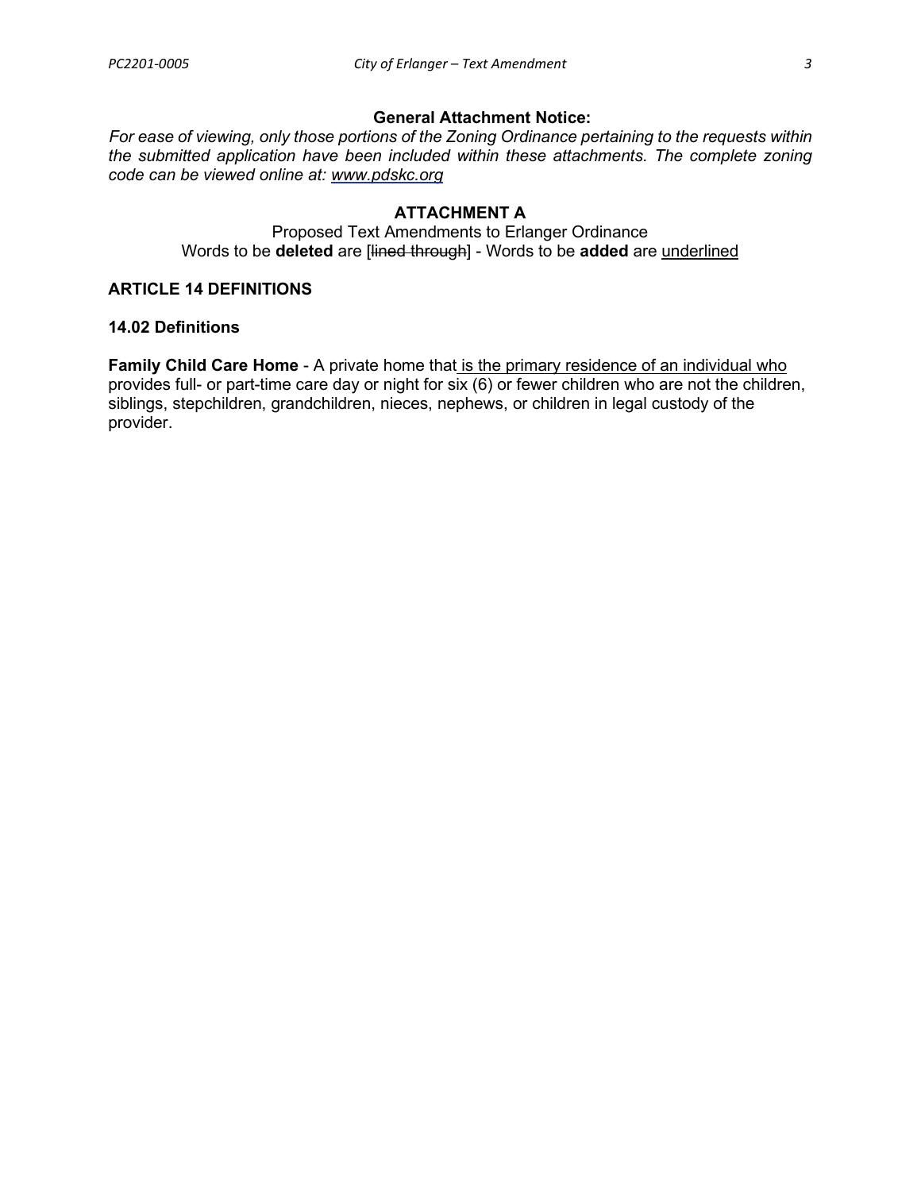**General Attachment Notice:**

*For ease of viewing, only those portions of the Zoning Ordinance pertaining to the requests within the submitted application have been included within these attachments. The complete zoning code can be viewed online at: www.pdskc.org*

**ATTACHMENT A**

Proposed Text Amendments to Erlanger Ordinance

Words to be **deleted** are [~~lined through~~] - Words to be **added** are <u>underlined</u>

## ARTICLE 14 DEFINITIONS

### 14.02 Definitions

**Family Child Care Home** - A private home that <u>is the primary residence of an individual who</u> provides full- or part-time care day or night for six (6) or fewer children who are not the children, siblings, stepchildren, grandchildren, nieces, nephews, or children in legal custody of the provider.